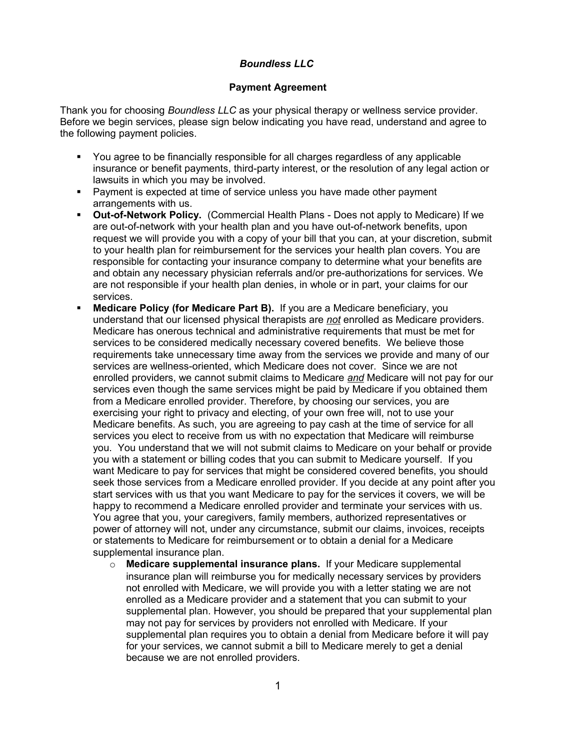***Boundless LLC***

**Payment Agreement**

Thank you for choosing *Boundless LLC* as your physical therapy or wellness service provider. Before we begin services, please sign below indicating you have read, understand and agree to the following payment policies.

- You agree to be financially responsible for all charges regardless of any applicable insurance or benefit payments, third-party interest, or the resolution of any legal action or lawsuits in which you may be involved.
- Payment is expected at time of service unless you have made other payment arrangements with us.
- **Out-of-Network Policy.** (Commercial Health Plans - Does not apply to Medicare) If we are out-of-network with your health plan and you have out-of-network benefits, upon request we will provide you with a copy of your bill that you can, at your discretion, submit to your health plan for reimbursement for the services your health plan covers. You are responsible for contacting your insurance company to determine what your benefits are and obtain any necessary physician referrals and/or pre-authorizations for services. We are not responsible if your health plan denies, in whole or in part, your claims for our services.
- **Medicare Policy (for Medicare Part B).** If you are a Medicare beneficiary, you understand that our licensed physical therapists are ***not*** enrolled as Medicare providers. Medicare has onerous technical and administrative requirements that must be met for services to be considered medically necessary covered benefits. We believe those requirements take unnecessary time away from the services we provide and many of our services are wellness-oriented, which Medicare does not cover. Since we are not enrolled providers, we cannot submit claims to Medicare ***and*** Medicare will not pay for our services even though the same services might be paid by Medicare if you obtained them from a Medicare enrolled provider. Therefore, by choosing our services, you are exercising your right to privacy and electing, of your own free will, not to use your Medicare benefits. As such, you are agreeing to pay cash at the time of service for all services you elect to receive from us with no expectation that Medicare will reimburse you. You understand that we will not submit claims to Medicare on your behalf or provide you with a statement or billing codes that you can submit to Medicare yourself. If you want Medicare to pay for services that might be considered covered benefits, you should seek those services from a Medicare enrolled provider. If you decide at any point after you start services with us that you want Medicare to pay for the services it covers, we will be happy to recommend a Medicare enrolled provider and terminate your services with us. You agree that you, your caregivers, family members, authorized representatives or power of attorney will not, under any circumstance, submit our claims, invoices, receipts or statements to Medicare for reimbursement or to obtain a denial for a Medicare supplemental insurance plan.
    - **Medicare supplemental insurance plans.** If your Medicare supplemental insurance plan will reimburse you for medically necessary services by providers not enrolled with Medicare, we will provide you with a letter stating we are not enrolled as a Medicare provider and a statement that you can submit to your supplemental plan. However, you should be prepared that your supplemental plan may not pay for services by providers not enrolled with Medicare. If your supplemental plan requires you to obtain a denial from Medicare before it will pay for your services, we cannot submit a bill to Medicare merely to get a denial because we are not enrolled providers.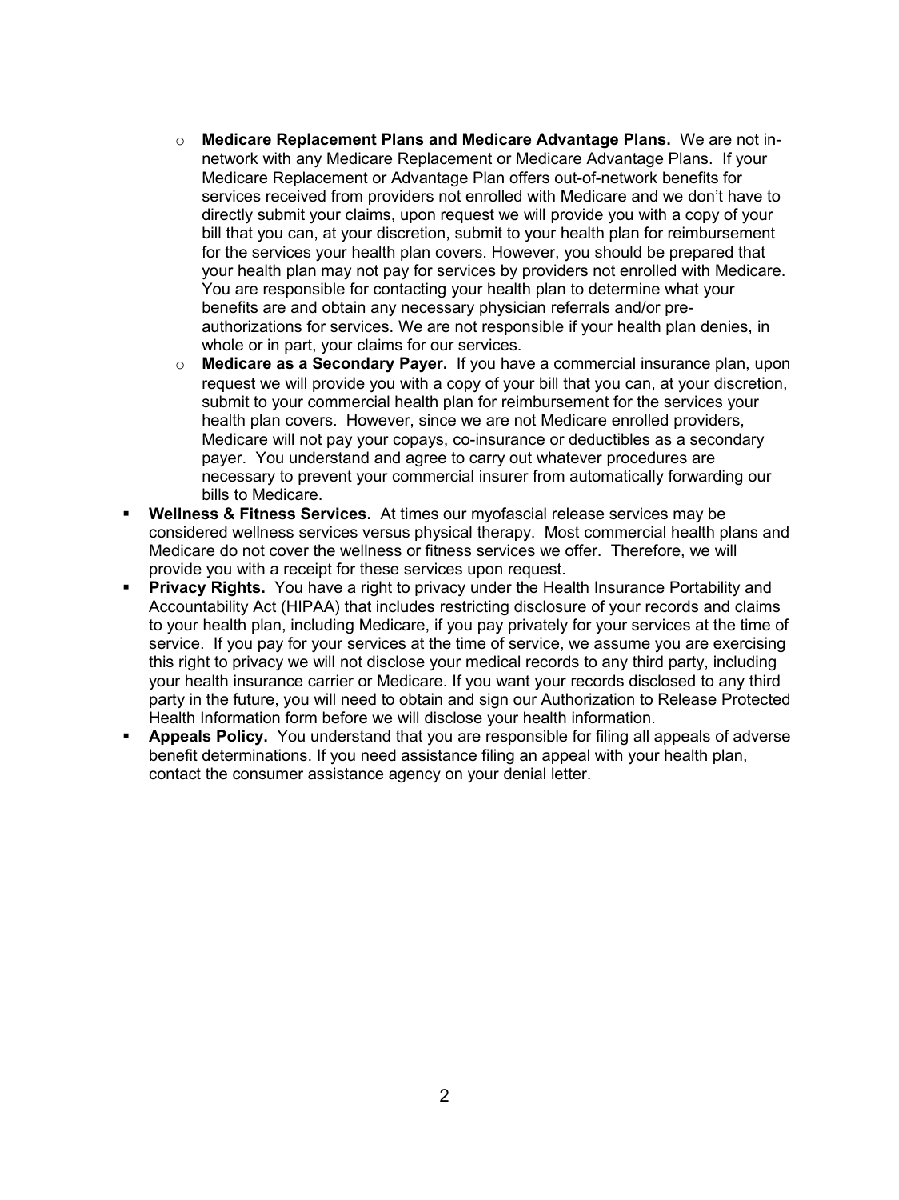- **Medicare Replacement Plans and Medicare Advantage Plans.** We are not in-network with any Medicare Replacement or Medicare Advantage Plans. If your Medicare Replacement or Advantage Plan offers out-of-network benefits for services received from providers not enrolled with Medicare and we don't have to directly submit your claims, upon request we will provide you with a copy of your bill that you can, at your discretion, submit to your health plan for reimbursement for the services your health plan covers. However, you should be prepared that your health plan may not pay for services by providers not enrolled with Medicare. You are responsible for contacting your health plan to determine what your benefits are and obtain any necessary physician referrals and/or pre-authorizations for services. We are not responsible if your health plan denies, in whole or in part, your claims for our services.
- **Medicare as a Secondary Payer.** If you have a commercial insurance plan, upon request we will provide you with a copy of your bill that you can, at your discretion, submit to your commercial health plan for reimbursement for the services your health plan covers. However, since we are not Medicare enrolled providers, Medicare will not pay your copays, co-insurance or deductibles as a secondary payer. You understand and agree to carry out whatever procedures are necessary to prevent your commercial insurer from automatically forwarding our bills to Medicare.

- **Wellness & Fitness Services.** At times our myofascial release services may be considered wellness services versus physical therapy. Most commercial health plans and Medicare do not cover the wellness or fitness services we offer. Therefore, we will provide you with a receipt for these services upon request.
- **Privacy Rights.** You have a right to privacy under the Health Insurance Portability and Accountability Act (HIPAA) that includes restricting disclosure of your records and claims to your health plan, including Medicare, if you pay privately for your services at the time of service. If you pay for your services at the time of service, we assume you are exercising this right to privacy we will not disclose your medical records to any third party, including your health insurance carrier or Medicare. If you want your records disclosed to any third party in the future, you will need to obtain and sign our Authorization to Release Protected Health Information form before we will disclose your health information.
- **Appeals Policy.** You understand that you are responsible for filing all appeals of adverse benefit determinations. If you need assistance filing an appeal with your health plan, contact the consumer assistance agency on your denial letter.